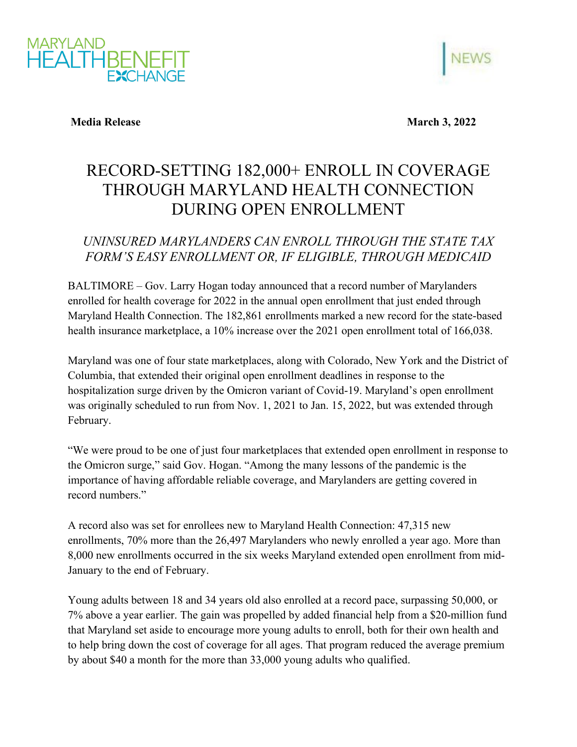**Media Release** **March 3, 2022**

# RECORD-SETTING 182,000+ ENROLL IN COVERAGE THROUGH MARYLAND HEALTH CONNECTION DURING OPEN ENROLLMENT

## *UNINSURED MARYLANDERS CAN ENROLL THROUGH THE STATE TAX FORM'S EASY ENROLLMENT OR, IF ELIGIBLE, THROUGH MEDICAID*

BALTIMORE – Gov. Larry Hogan today announced that a record number of Marylanders enrolled for health coverage for 2022 in the annual open enrollment that just ended through Maryland Health Connection. The 182,861 enrollments marked a new record for the state-based health insurance marketplace, a 10% increase over the 2021 open enrollment total of 166,038.

Maryland was one of four state marketplaces, along with Colorado, New York and the District of Columbia, that extended their original open enrollment deadlines in response to the hospitalization surge driven by the Omicron variant of Covid-19. Maryland's open enrollment was originally scheduled to run from Nov. 1, 2021 to Jan. 15, 2022, but was extended through February.

"We were proud to be one of just four marketplaces that extended open enrollment in response to the Omicron surge," said Gov. Hogan. "Among the many lessons of the pandemic is the importance of having affordable reliable coverage, and Marylanders are getting covered in record numbers."

A record also was set for enrollees new to Maryland Health Connection: 47,315 new enrollments, 70% more than the 26,497 Marylanders who newly enrolled a year ago. More than 8,000 new enrollments occurred in the six weeks Maryland extended open enrollment from mid-January to the end of February.

Young adults between 18 and 34 years old also enrolled at a record pace, surpassing 50,000, or 7% above a year earlier. The gain was propelled by added financial help from a $20-million fund that Maryland set aside to encourage more young adults to enroll, both for their own health and to help bring down the cost of coverage for all ages. That program reduced the average premium by about $40 a month for the more than 33,000 young adults who qualified.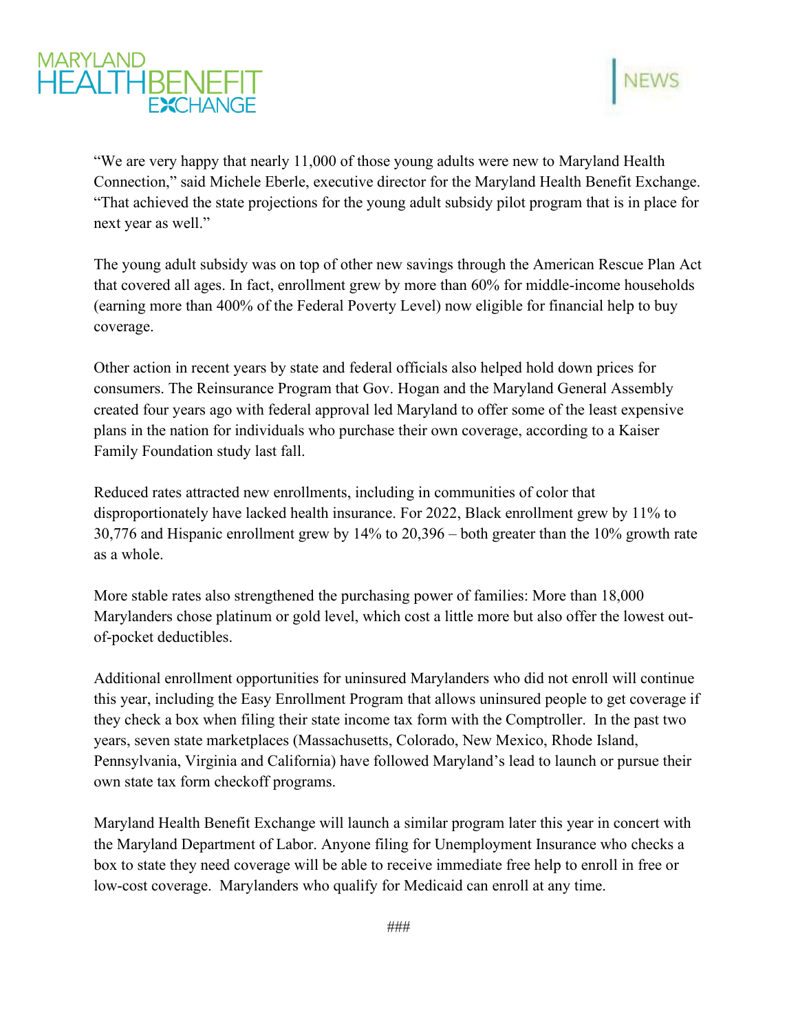"We are very happy that nearly 11,000 of those young adults were new to Maryland Health Connection," said Michele Eberle, executive director for the Maryland Health Benefit Exchange. "That achieved the state projections for the young adult subsidy pilot program that is in place for next year as well."

The young adult subsidy was on top of other new savings through the American Rescue Plan Act that covered all ages. In fact, enrollment grew by more than 60% for middle-income households (earning more than 400% of the Federal Poverty Level) now eligible for financial help to buy coverage.

Other action in recent years by state and federal officials also helped hold down prices for consumers. The Reinsurance Program that Gov. Hogan and the Maryland General Assembly created four years ago with federal approval led Maryland to offer some of the least expensive plans in the nation for individuals who purchase their own coverage, according to a Kaiser Family Foundation study last fall.

Reduced rates attracted new enrollments, including in communities of color that disproportionately have lacked health insurance. For 2022, Black enrollment grew by 11% to 30,776 and Hispanic enrollment grew by 14% to 20,396 – both greater than the 10% growth rate as a whole.

More stable rates also strengthened the purchasing power of families: More than 18,000 Marylanders chose platinum or gold level, which cost a little more but also offer the lowest out-of-pocket deductibles.

Additional enrollment opportunities for uninsured Marylanders who did not enroll will continue this year, including the Easy Enrollment Program that allows uninsured people to get coverage if they check a box when filing their state income tax form with the Comptroller. In the past two years, seven state marketplaces (Massachusetts, Colorado, New Mexico, Rhode Island, Pennsylvania, Virginia and California) have followed Maryland's lead to launch or pursue their own state tax form checkoff programs.

Maryland Health Benefit Exchange will launch a similar program later this year in concert with the Maryland Department of Labor. Anyone filing for Unemployment Insurance who checks a box to state they need coverage will be able to receive immediate free help to enroll in free or low-cost coverage. Marylanders who qualify for Medicaid can enroll at any time.

###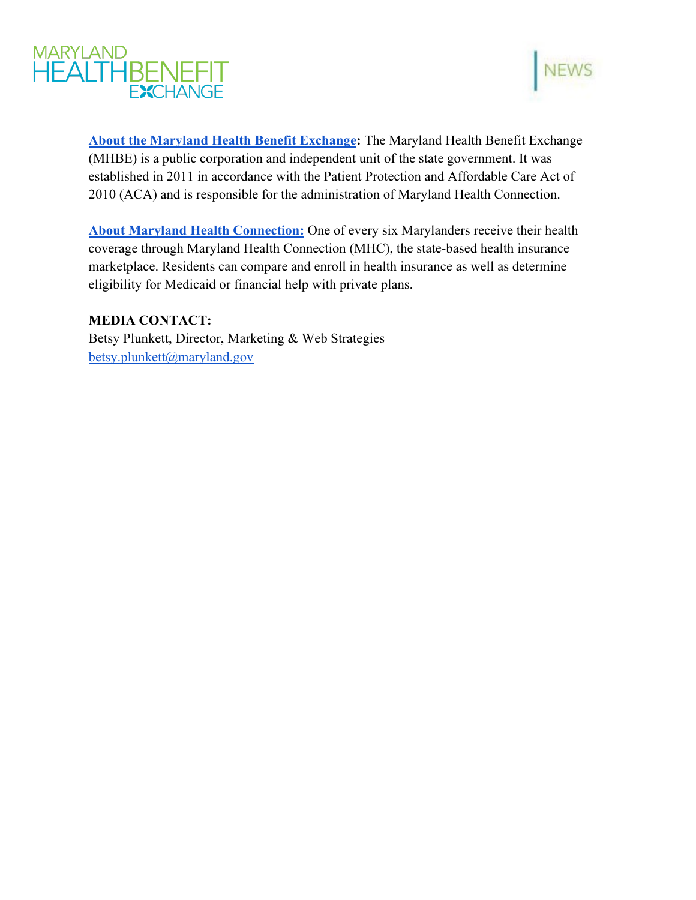**About the Maryland Health Benefit Exchange:** The Maryland Health Benefit Exchange (MHBE) is a public corporation and independent unit of the state government. It was established in 2011 in accordance with the Patient Protection and Affordable Care Act of 2010 (ACA) and is responsible for the administration of Maryland Health Connection.

**About Maryland Health Connection:** One of every six Marylanders receive their health coverage through Maryland Health Connection (MHC), the state-based health insurance marketplace. Residents can compare and enroll in health insurance as well as determine eligibility for Medicaid or financial help with private plans.

**MEDIA CONTACT:**
Betsy Plunkett, Director, Marketing & Web Strategies
betsy.plunkett@maryland.gov